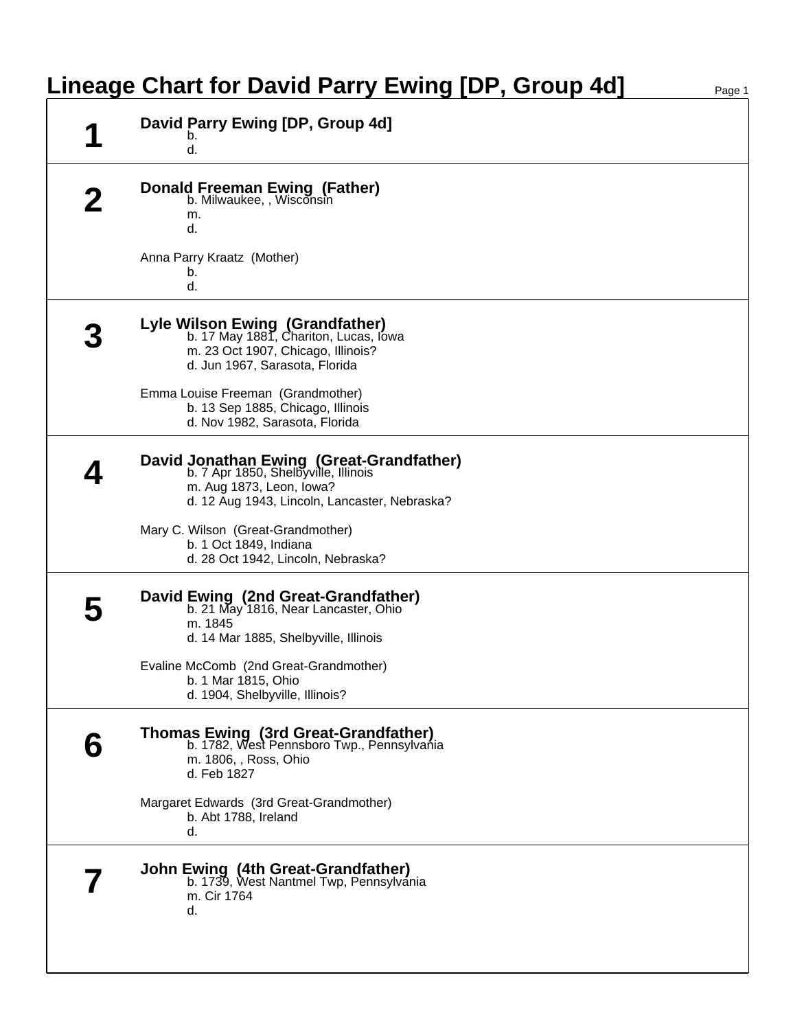# Lineage Chart for David Parry Ewing [DP, Group 4d]

## 1

**David Parry Ewing [DP, Group 4d]**
b.
d.

## 2

**Donald Freeman Ewing (Father)**
b. Milwaukee, , Wisconsin
m.
d.

Anna Parry Kraatz (Mother)
b.
d.

## 3

**Lyle Wilson Ewing (Grandfather)**
b. 17 May 1881, Chariton, Lucas, Iowa
m. 23 Oct 1907, Chicago, Illinois?
d. Jun 1967, Sarasota, Florida

Emma Louise Freeman (Grandmother)
b. 13 Sep 1885, Chicago, Illinois
d. Nov 1982, Sarasota, Florida

## 4

**David Jonathan Ewing (Great-Grandfather)**
b. 7 Apr 1850, Shelbyville, Illinois
m. Aug 1873, Leon, Iowa?
d. 12 Aug 1943, Lincoln, Lancaster, Nebraska?

Mary C. Wilson (Great-Grandmother)
b. 1 Oct 1849, Indiana
d. 28 Oct 1942, Lincoln, Nebraska?

## 5

**David Ewing (2nd Great-Grandfather)**
b. 21 May 1816, Near Lancaster, Ohio
m. 1845
d. 14 Mar 1885, Shelbyville, Illinois

Evaline McComb (2nd Great-Grandmother)
b. 1 Mar 1815, Ohio
d. 1904, Shelbyville, Illinois?

## 6

**Thomas Ewing (3rd Great-Grandfather)**
b. 1782, West Pennsboro Twp., Pennsylvania
m. 1806, , Ross, Ohio
d. Feb 1827

Margaret Edwards (3rd Great-Grandmother)
b. Abt 1788, Ireland
d.

## 7

**John Ewing (4th Great-Grandfather)**
b. 1739, West Nantmel Twp, Pennsylvania
m. Cir 1764
d.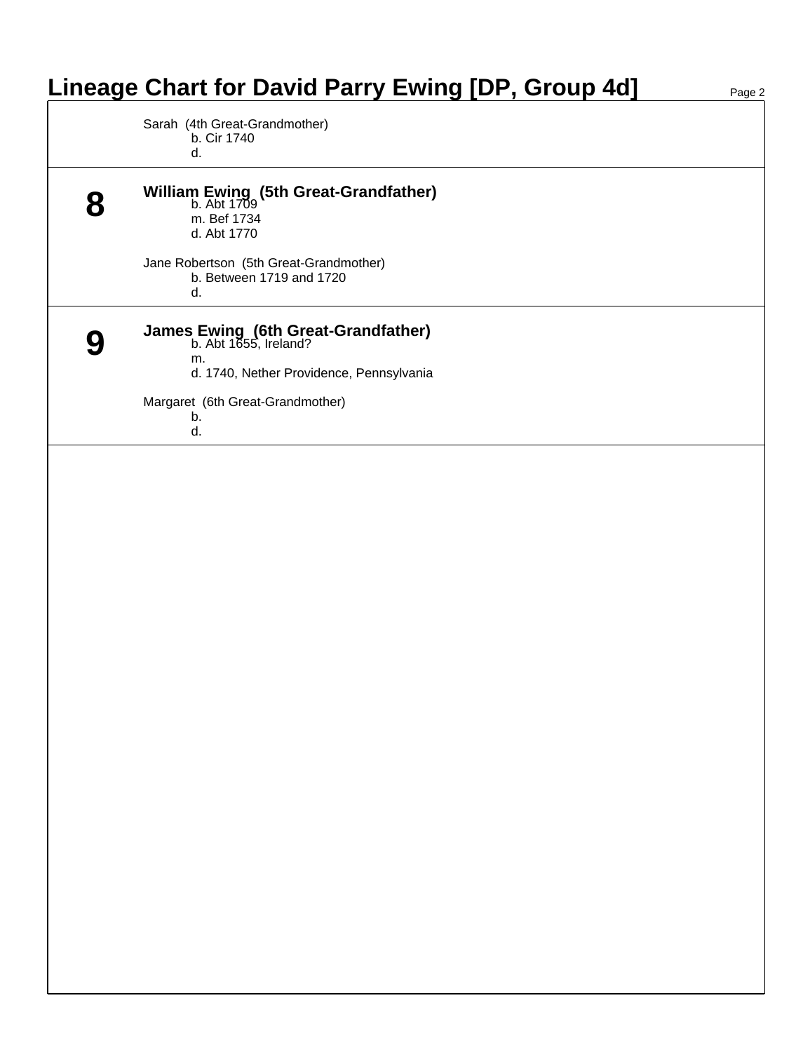# Lineage Chart for David Parry Ewing [DP, Group 4d]

Sarah (4th Great-Grandmother)
b. Cir 1740
d.

---

**8**

**William Ewing (5th Great-Grandfather)**
b. Abt 1709
m. Bef 1734
d. Abt 1770

Jane Robertson (5th Great-Grandmother)
b. Between 1719 and 1720
d.

---

**9**

**James Ewing (6th Great-Grandfather)**
b. Abt 1655, Ireland?
m.
d. 1740, Nether Providence, Pennsylvania

Margaret (6th Great-Grandmother)
b.
d.